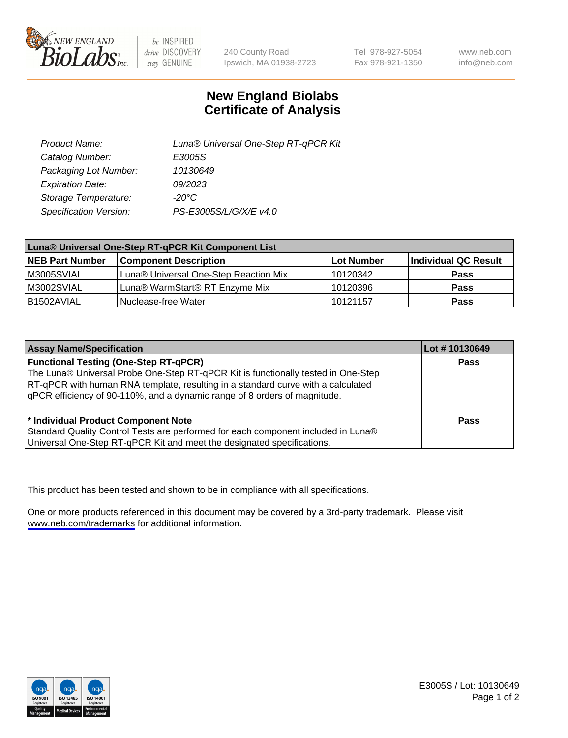New England BioLabs Inc. — be INSPIRED drive DISCOVERY stay GENUINE

240 County Road
Ipswich, MA 01938-2723

Tel 978-927-5054
Fax 978-921-1350

www.neb.com
info@neb.com

# New England Biolabs
# Certificate of Analysis

| | |
|---|---|
| *Product Name:* | *Luna® Universal One-Step RT-qPCR Kit* |
| *Catalog Number:* | *E3005S* |
| *Packaging Lot Number:* | *10130649* |
| *Expiration Date:* | *09/2023* |
| *Storage Temperature:* | *-20°C* |
| *Specification Version:* | *PS-E3005S/L/G/X/E v4.0* |

| Luna® Universal One-Step RT-qPCR Kit Component List | | | |
|---|---|---|---|
| **NEB Part Number** | **Component Description** | **Lot Number** | **Individual QC Result** |
| M3005SVIAL | Luna® Universal One-Step Reaction Mix | 10120342 | **Pass** |
| M3002SVIAL | Luna® WarmStart® RT Enzyme Mix | 10120396 | **Pass** |
| B1502AVIAL | Nuclease-free Water | 10121157 | **Pass** |

| Assay Name/Specification | Lot # 10130649 |
|---|---|
| **Functional Testing (One-Step RT-qPCR)**<br>The Luna® Universal Probe One-Step RT-qPCR Kit is functionally tested in One-Step RT-qPCR with human RNA template, resulting in a standard curve with a calculated qPCR efficiency of 90-110%, and a dynamic range of 8 orders of magnitude. | **Pass** |
| **\* Individual Product Component Note**<br>Standard Quality Control Tests are performed for each component included in Luna® Universal One-Step RT-qPCR Kit and meet the designated specifications. | **Pass** |

This product has been tested and shown to be in compliance with all specifications.

One or more products referenced in this document may be covered by a 3rd-party trademark. Please visit www.neb.com/trademarks for additional information.

E3005S / Lot: 10130649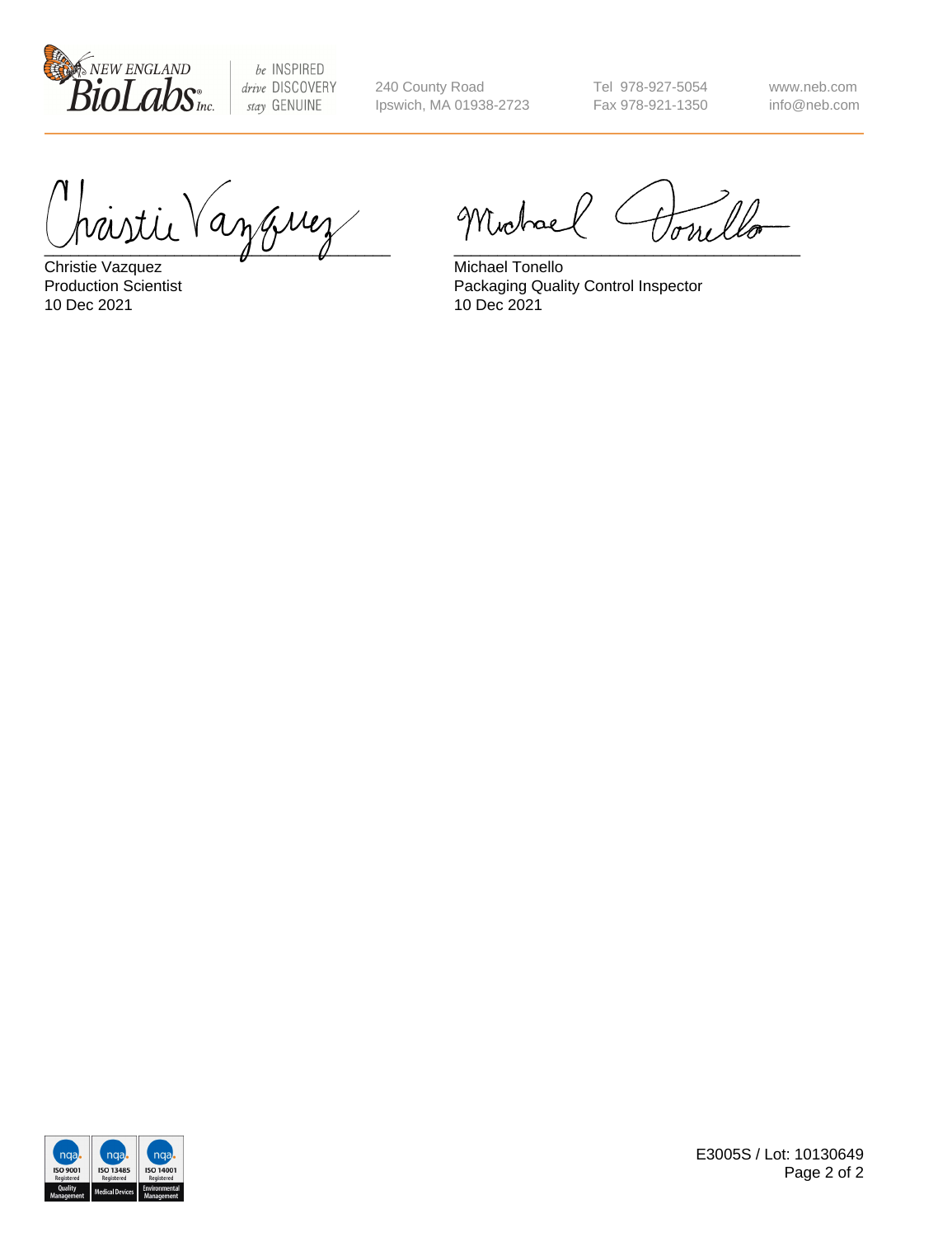Christie Vazquez
Production Scientist
10 Dec 2021

Michael Tonello
Packaging Quality Control Inspector
10 Dec 2021

E3005S / Lot: 10130649